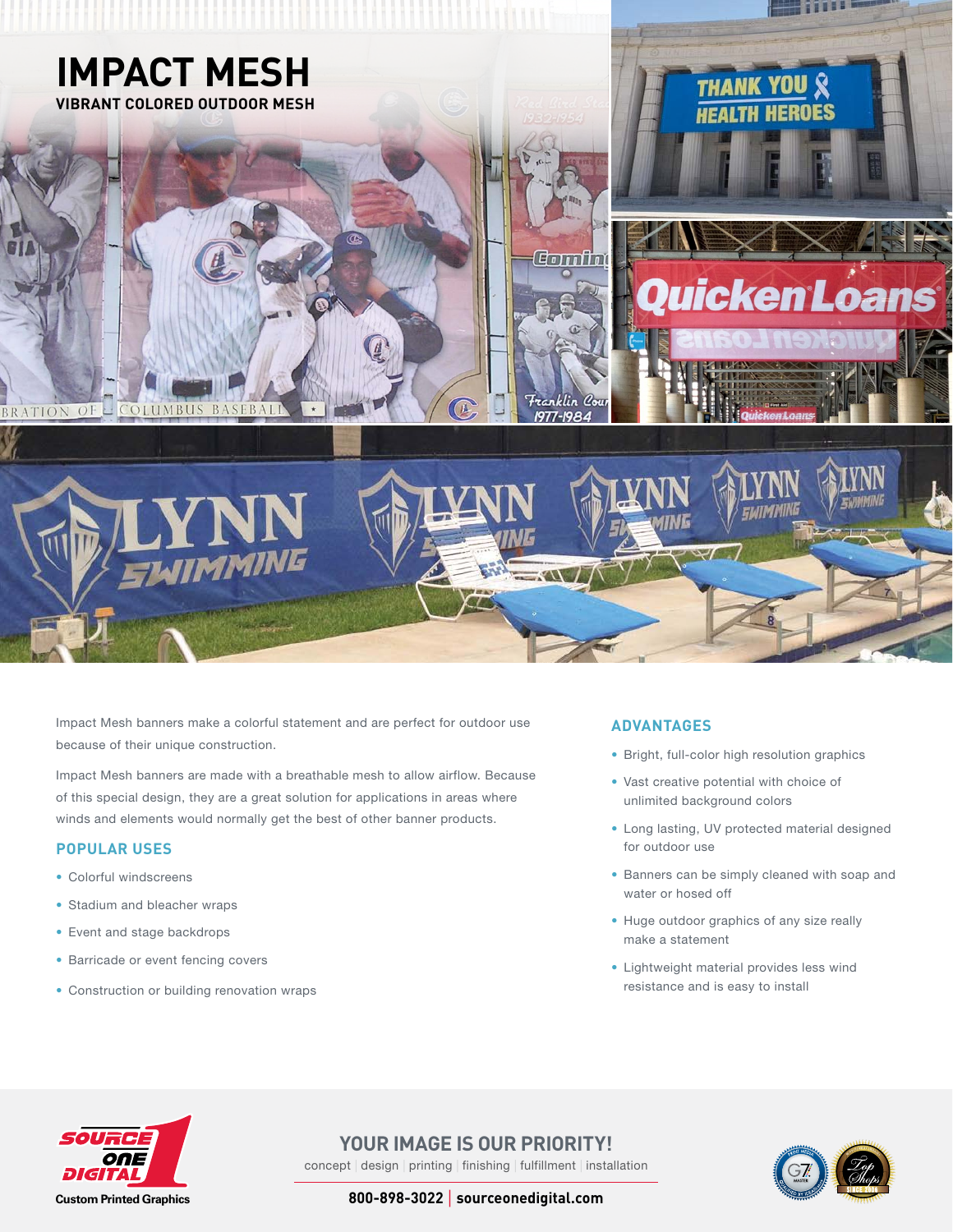# IMPACT MESH

**VIBRANT COLORED OUTDOOR MESH**

Impact Mesh banners make a colorful statement and are perfect for outdoor use because of their unique construction.

Impact Mesh banners are made with a breathable mesh to allow airflow. Because of this special design, they are a great solution for applications in areas where winds and elements would normally get the best of other banner products.

## POPULAR USES

- Colorful windscreens
- Stadium and bleacher wraps
- Event and stage backdrops
- Barricade or event fencing covers
- Construction or building renovation wraps

## ADVANTAGES

- Bright, full-color high resolution graphics
- Vast creative potential with choice of unlimited background colors
- Long lasting, UV protected material designed for outdoor use
- Banners can be simply cleaned with soap and water or hosed off
- Huge outdoor graphics of any size really make a statement
- Lightweight material provides less wind resistance and is easy to install

Source One Digital — Custom Printed Graphics

**YOUR IMAGE IS OUR PRIORITY!**

concept | design | printing | finishing | fulfillment | installation

**800-898-3022 | sourceonedigital.com**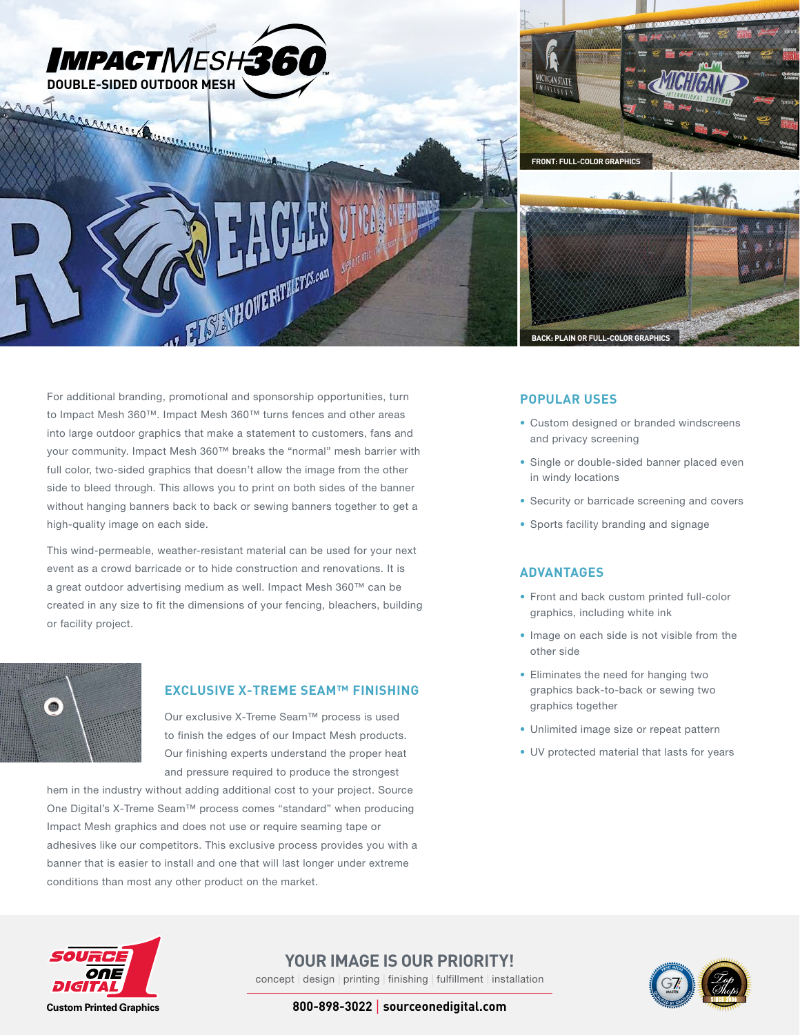# IMPACTMESH360™

**DOUBLE-SIDED OUTDOOR MESH**

FRONT: FULL-COLOR GRAPHICS

BACK: PLAIN OR FULL-COLOR GRAPHICS

For additional branding, promotional and sponsorship opportunities, turn to Impact Mesh 360™. Impact Mesh 360™ turns fences and other areas into large outdoor graphics that make a statement to customers, fans and your community. Impact Mesh 360™ breaks the "normal" mesh barrier with full color, two-sided graphics that doesn't allow the image from the other side to bleed through. This allows you to print on both sides of the banner without hanging banners back to back or sewing banners together to get a high-quality image on each side.

This wind-permeable, weather-resistant material can be used for your next event as a crowd barricade or to hide construction and renovations. It is a great outdoor advertising medium as well. Impact Mesh 360™ can be created in any size to fit the dimensions of your fencing, bleachers, building or facility project.

## EXCLUSIVE X-TREME SEAM™ FINISHING

Our exclusive X-Treme Seam™ process is used to finish the edges of our Impact Mesh products. Our finishing experts understand the proper heat and pressure required to produce the strongest hem in the industry without adding additional cost to your project. Source One Digital's X-Treme Seam™ process comes "standard" when producing Impact Mesh graphics and does not use or require seaming tape or adhesives like our competitors. This exclusive process provides you with a banner that is easier to install and one that will last longer under extreme conditions than most any other product on the market.

## POPULAR USES

- Custom designed or branded windscreens and privacy screening
- Single or double-sided banner placed even in windy locations
- Security or barricade screening and covers
- Sports facility branding and signage

## ADVANTAGES

- Front and back custom printed full-color graphics, including white ink
- Image on each side is not visible from the other side
- Eliminates the need for hanging two graphics back-to-back or sewing two graphics together
- Unlimited image size or repeat pattern
- UV protected material that lasts for years

SOURCE ONE DIGITAL
Custom Printed Graphics

**YOUR IMAGE IS OUR PRIORITY!**

concept | design | printing | finishing | fulfillment | installation

**800-898-3022 | sourceonedigital.com**